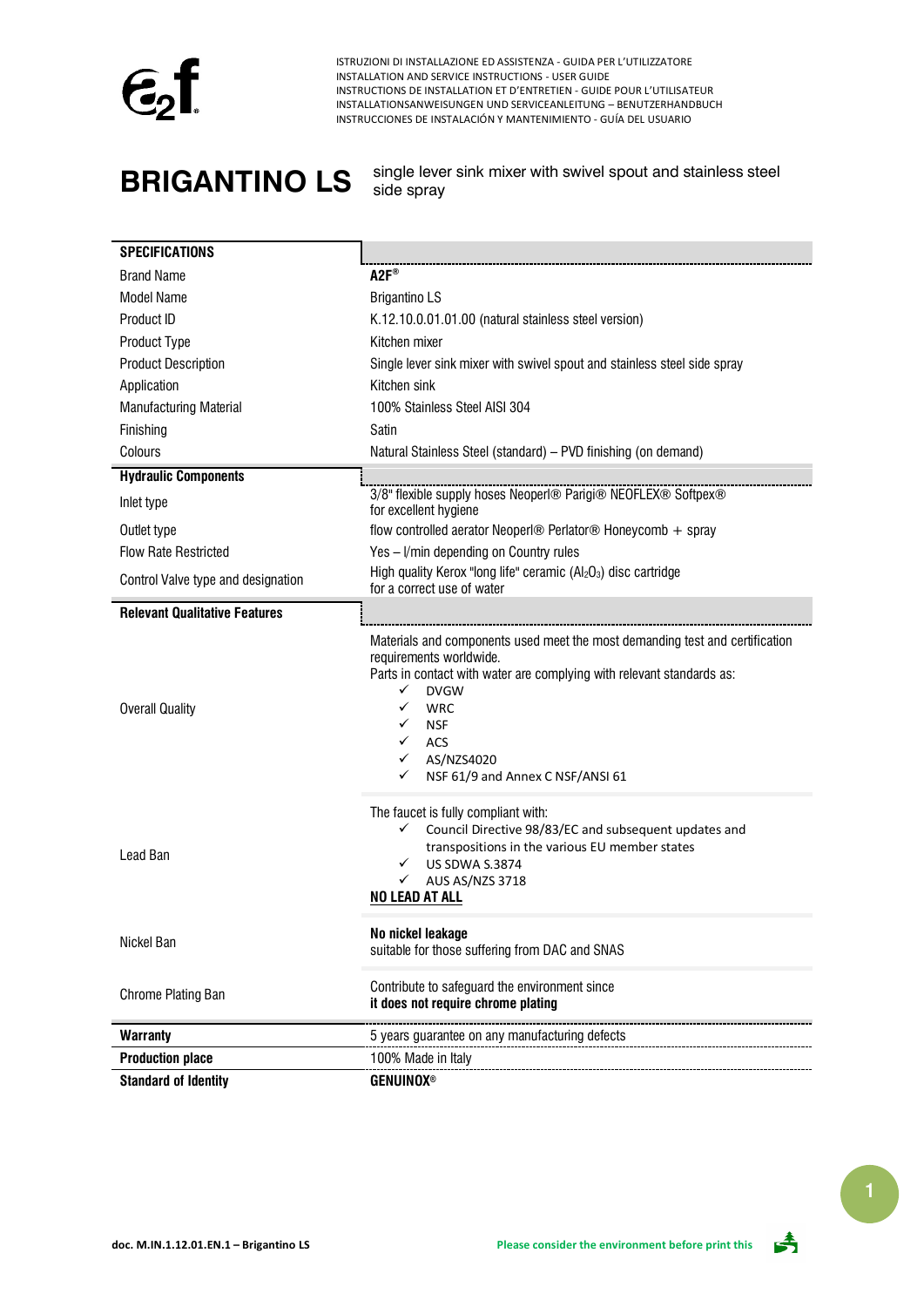ISTRUZIONI DI INSTALLAZIONE ED ASSISTENZA - GUIDA PER L'UTILIZZATORE
INSTALLATION AND SERVICE INSTRUCTIONS - USER GUIDE
INSTRUCTIONS DE INSTALLATION ET D'ENTRETIEN - GUIDE POUR L'UTILISATEUR
INSTALLATIONSANWEISUNGEN UND SERVICEANLEITUNG – BENUTZERHANDBUCH
INSTRUCCIONES DE INSTALACIÓN Y MANTENIMIENTO - GUÍA DEL USUARIO

# BRIGANTINO LS

single lever sink mixer with swivel spout and stainless steel side spray

| **SPECIFICATIONS** | |
|---|---|
| Brand Name | **A2F®** |
| Model Name | Brigantino LS |
| Product ID | K.12.10.0.01.01.00 (natural stainless steel version) |
| Product Type | Kitchen mixer |
| Product Description | Single lever sink mixer with swivel spout and stainless steel side spray |
| Application | Kitchen sink |
| Manufacturing Material | 100% Stainless Steel AISI 304 |
| Finishing | Satin |
| Colours | Natural Stainless Steel (standard) – PVD finishing (on demand) |
| **Hydraulic Components** | |
| Inlet type | 3/8" flexible supply hoses Neoperl® Parigi® NEOFLEX® Softpex® for excellent hygiene |
| Outlet type | flow controlled aerator Neoperl® Perlator® Honeycomb + spray |
| Flow Rate Restricted | Yes – l/min depending on Country rules |
| Control Valve type and designation | High quality Kerox "long life" ceramic ($Al_2O_3$) disc cartridge for a correct use of water |
| **Relevant Qualitative Features** | |
| Overall Quality | Materials and components used meet the most demanding test and certification requirements worldwide.<br>Parts in contact with water are complying with relevant standards as:<br>✓ DVGW<br>✓ WRC<br>✓ NSF<br>✓ ACS<br>✓ AS/NZS4020<br>✓ NSF 61/9 and Annex C NSF/ANSI 61 |
| Lead Ban | The faucet is fully compliant with:<br>✓ Council Directive 98/83/EC and subsequent updates and transpositions in the various EU member states<br>✓ US SDWA S.3874<br>✓ AUS AS/NZS 3718<br>**NO LEAD AT ALL** |
| Nickel Ban | **No nickel leakage**<br>suitable for those suffering from DAC and SNAS |
| Chrome Plating Ban | Contribute to safeguard the environment since **it does not require chrome plating** |
| **Warranty** | 5 years guarantee on any manufacturing defects |
| **Production place** | 100% Made in Italy |
| **Standard of Identity** | **GENUINOX®** |

doc. M.IN.1.12.01.EN.1 – Brigantino LS

Please consider the environment before print this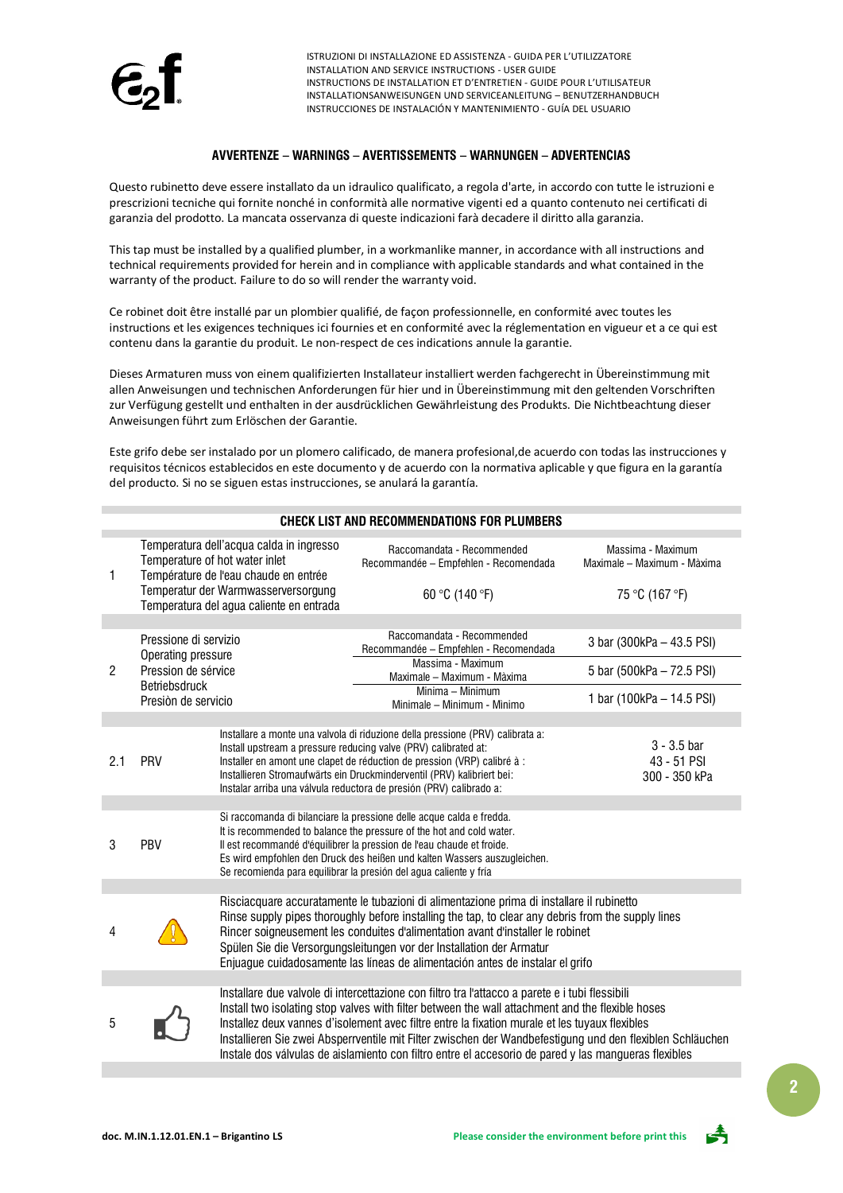## AVVERTENZE – WARNINGS – AVERTISSEMENTS – WARNUNGEN – ADVERTENCIAS

Questo rubinetto deve essere installato da un idraulico qualificato, a regola d'arte, in accordo con tutte le istruzioni e prescrizioni tecniche qui fornite nonché in conformità alle normative vigenti ed a quanto contenuto nei certificati di garanzia del prodotto. La mancata osservanza di queste indicazioni farà decadere il diritto alla garanzia.

This tap must be installed by a qualified plumber, in a workmanlike manner, in accordance with all instructions and technical requirements provided for herein and in compliance with applicable standards and what contained in the warranty of the product. Failure to do so will render the warranty void.

Ce robinet doit être installé par un plombier qualifié, de façon professionnelle, en conformité avec toutes les instructions et les exigences techniques ici fournies et en conformité avec la réglementation en vigueur et a ce qui est contenu dans la garantie du produit. Le non-respect de ces indications annule la garantie.

Dieses Armaturen muss von einem qualifizierten Installateur installiert werden fachgerecht in Übereinstimmung mit allen Anweisungen und technischen Anforderungen für hier und in Übereinstimmung mit den geltenden Vorschriften zur Verfügung gestellt und enthalten in der ausdrücklichen Gewährleistung des Produkts. Die Nichtbeachtung dieser Anweisungen führt zum Erlöschen der Garantie.

Este grifo debe ser instalado por un plomero calificado, de manera profesional,de acuerdo con todas las instrucciones y requisitos técnicos establecidos en este documento y de acuerdo con la normativa aplicable y que figura en la garantía del producto. Si no se siguen estas instrucciones, se anulará la garantía.

### CHECK LIST AND RECOMMENDATIONS FOR PLUMBERS

| | | | |
|---|---|---|---|
| 1 | Temperatura dell'acqua calda in ingresso<br>Temperature of hot water inlet<br>Température de l'eau chaude en entrée<br>Temperatur der Warmwasserversorgung<br>Temperatura del agua caliente en entrada | Raccomandata - Recommended<br>Recommandée – Empfehlen - Recomendada<br>60 °C (140 °F) | Massima - Maximum<br>Maximale – Maximum - Màxima<br>75 °C (167 °F) |
| 2 | Pressione di servizio<br>Operating pressure<br>Pression de sérvice<br>Betriebsdruck<br>Presiòn de servicio | Raccomandata - Recommended<br>Recommandée – Empfehlen - Recomendada | 3 bar (300kPa – 43.5 PSI) |
| | | Massima - Maximum<br>Maximale – Maximum - Màxima | 5 bar (500kPa – 72.5 PSI) |
| | | Minima – Minimum<br>Minimale – Minimum - Minimo | 1 bar (100kPa – 14.5 PSI) |
| 2.1 | PRV | Installare a monte una valvola di riduzione della pressione (PRV) calibrata a:<br>Install upstream a pressure reducing valve (PRV) calibrated at:<br>Installer en amont une clapet de réduction de pression (VRP) calibré à :<br>Installieren Stromaufwärts ein Druckminderventil (PRV) kalibriert bei:<br>Instalar arriba una válvula reductora de presión (PRV) calibrado a: | 3 - 3.5 bar<br>43 - 51 PSI<br>300 - 350 kPa |
| 3 | PBV | Si raccomanda di bilanciare la pressione delle acque calda e fredda.<br>It is recommended to balance the pressure of the hot and cold water.<br>Il est recommandé d'équilibrer la pression de l'eau chaude et froide.<br>Es wird empfohlen den Druck des heißen und kalten Wassers auszugleichen.<br>Se recomienda para equilibrar la presión del agua caliente y fría | |
| 4 | ⚠ | Risciacquare accuratamente le tubazioni di alimentazione prima di installare il rubinetto<br>Rinse supply pipes thoroughly before installing the tap, to clear any debris from the supply lines<br>Rincer soigneusement les conduites d'alimentation avant d'installer le robinet<br>Spülen Sie die Versorgungsleitungen vor der Installation der Armatur<br>Enjuague cuidadosamente las líneas de alimentación antes de instalar el grifo | |
| 5 | 👍 | Installare due valvole di intercettazione con filtro tra l'attacco a parete e i tubi flessibili<br>Install two isolating stop valves with filter between the wall attachment and the flexible hoses<br>Installez deux vannes d'isolement avec filtre entre la fixation murale et les tuyaux flexibles<br>Installieren Sie zwei Absperrventile mit Filter zwischen der Wandbefestigung und den flexiblen Schläuchen<br>Instale dos válvulas de aislamiento con filtro entre el accesorio de pared y las mangueras flexibles | |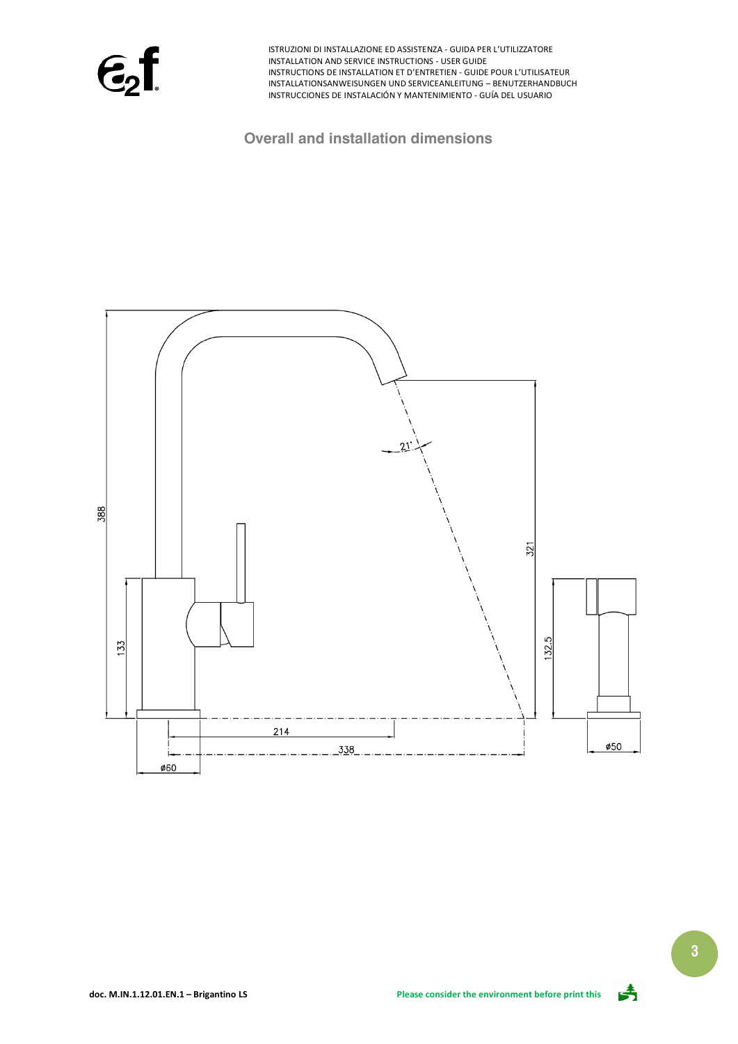## Overall and installation dimensions

388

133

321

21°

132.5

214

338

ø60

ø50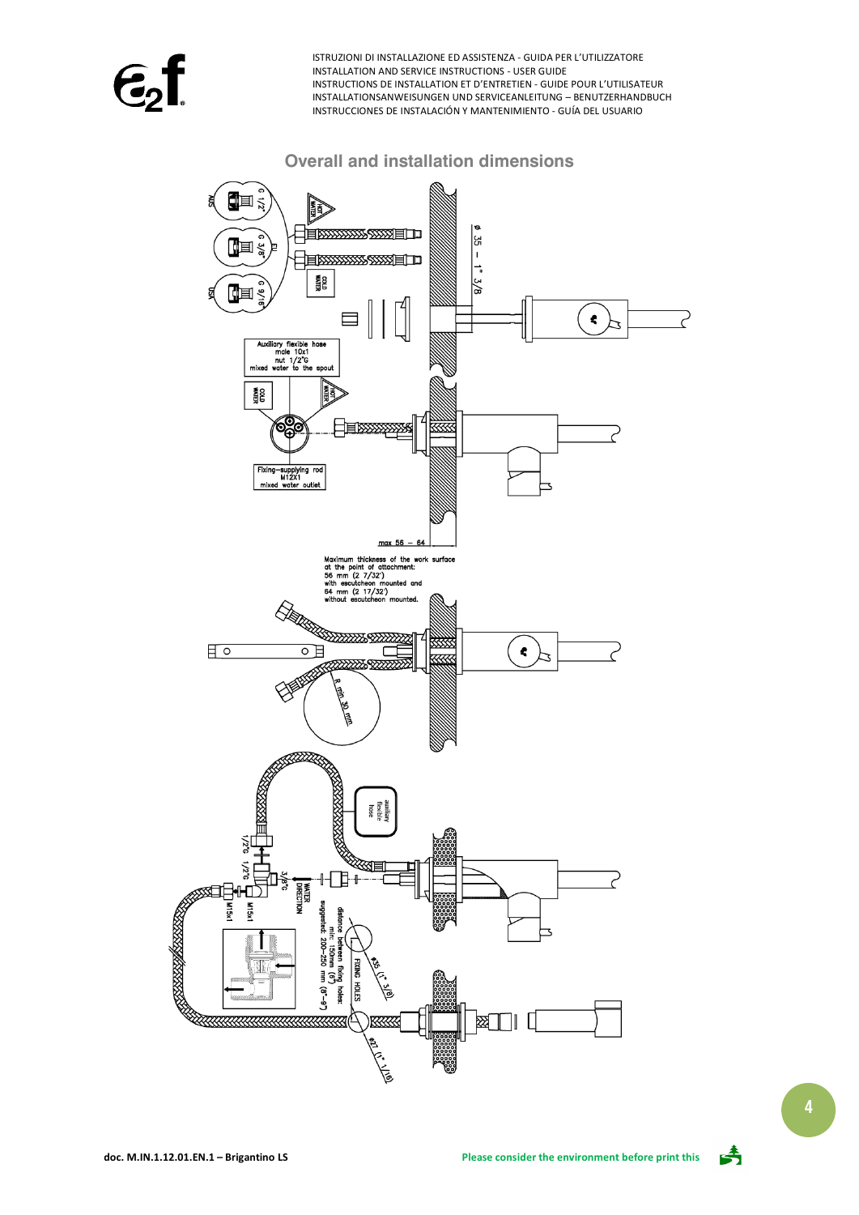## Overall and installation dimensions

Auxiliary flexible hose male 10x1 nut 1/2"G mixed water to the spout

Fixing–supplying rod M12X1 mixed water outlet

max 56 – 64

Maximum thickness of the work surface at the point of attachment: 56 mm (2 7/32") with escutcheon mounted and 64 mm (2 17/32") without escutcheon mounted.

R min. 30 mm

auxiliary flexible hose

WATER DIRECTION

distance between fixing holes: min: 150mm (6") suggested: 200–250 mm (8"–9")

FIXING HOLES

ø35 (1" 3/8)

ø27 (1" 1/16)

ø 35 – 1" 3/8

G 1/2" AUS

G 3/8" EU

G 9/16" USA

HOT WATER

COLD WATER

1/2"G 1/2"G 3/8"G M15x1 M15x1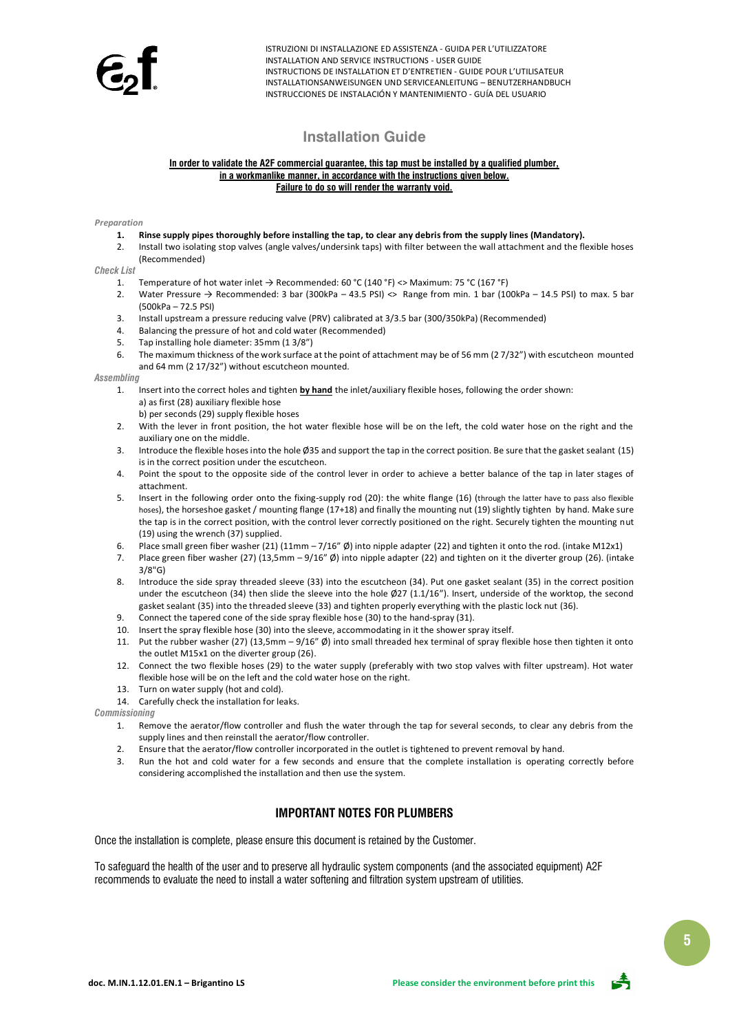ISTRUZIONI DI INSTALLAZIONE ED ASSISTENZA - GUIDA PER L'UTILIZZATORE
INSTALLATION AND SERVICE INSTRUCTIONS - USER GUIDE
INSTRUCTIONS DE INSTALLATION ET D'ENTRETIEN - GUIDE POUR L'UTILISATEUR
INSTALLATIONSANWEISUNGEN UND SERVICEANLEITUNG – BENUTZERHANDBUCH
INSTRUCCIONES DE INSTALACIÓN Y MANTENIMIENTO - GUÍA DEL USUARIO

# Installation Guide

**In order to validate the A2F commercial guarantee, this tap must be installed by a qualified plumber, in a workmanlike manner, in accordance with the instructions given below. Failure to do so will render the warranty void.**

*Preparation*

1. **Rinse supply pipes thoroughly before installing the tap, to clear any debris from the supply lines (Mandatory).**
2. Install two isolating stop valves (angle valves/undersink taps) with filter between the wall attachment and the flexible hoses (Recommended)

*Check List*

1. Temperature of hot water inlet → Recommended: 60 °C (140 °F) <> Maximum: 75 °C (167 °F)
2. Water Pressure → Recommended: 3 bar (300kPa – 43.5 PSI) <> Range from min. 1 bar (100kPa – 14.5 PSI) to max. 5 bar (500kPa – 72.5 PSI)
3. Install upstream a pressure reducing valve (PRV) calibrated at 3/3.5 bar (300/350kPa) (Recommended)
4. Balancing the pressure of hot and cold water (Recommended)
5. Tap installing hole diameter: 35mm (1 3/8")
6. The maximum thickness of the work surface at the point of attachment may be of 56 mm (2 7/32") with escutcheon mounted and 64 mm (2 17/32") without escutcheon mounted.

*Assembling*

1. Insert into the correct holes and tighten **by hand** the inlet/auxiliary flexible hoses, following the order shown:
   a) as first (28) auxiliary flexible hose
   b) per seconds (29) supply flexible hoses
2. With the lever in front position, the hot water flexible hose will be on the left, the cold water hose on the right and the auxiliary one on the middle.
3. Introduce the flexible hoses into the hole Ø35 and support the tap in the correct position. Be sure that the gasket sealant (15) is in the correct position under the escutcheon.
4. Point the spout to the opposite side of the control lever in order to achieve a better balance of the tap in later stages of attachment.
5. Insert in the following order onto the fixing-supply rod (20): the white flange (16) (through the latter have to pass also flexible hoses), the horseshoe gasket / mounting flange (17+18) and finally the mounting nut (19) slightly tighten by hand. Make sure the tap is in the correct position, with the control lever correctly positioned on the right. Securely tighten the mounting nut (19) using the wrench (37) supplied.
6. Place small green fiber washer (21) (11mm – 7/16" Ø) into nipple adapter (22) and tighten it onto the rod. (intake M12x1)
7. Place green fiber washer (27) (13,5mm – 9/16" Ø) into nipple adapter (22) and tighten on it the diverter group (26). (intake 3/8"G)
8. Introduce the side spray threaded sleeve (33) into the escutcheon (34). Put one gasket sealant (35) in the correct position under the escutcheon (34) then slide the sleeve into the hole Ø27 (1.1/16"). Insert, underside of the worktop, the second gasket sealant (35) into the threaded sleeve (33) and tighten properly everything with the plastic lock nut (36).
9. Connect the tapered cone of the side spray flexible hose (30) to the hand-spray (31).
10. Insert the spray flexible hose (30) into the sleeve, accommodating in it the shower spray itself.
11. Put the rubber washer (27) (13,5mm – 9/16" Ø) into small threaded hex terminal of spray flexible hose then tighten it onto the outlet M15x1 on the diverter group (26).
12. Connect the two flexible hoses (29) to the water supply (preferably with two stop valves with filter upstream). Hot water flexible hose will be on the left and the cold water hose on the right.
13. Turn on water supply (hot and cold).
14. Carefully check the installation for leaks.

*Commissioning*

1. Remove the aerator/flow controller and flush the water through the tap for several seconds, to clear any debris from the supply lines and then reinstall the aerator/flow controller.
2. Ensure that the aerator/flow controller incorporated in the outlet is tightened to prevent removal by hand.
3. Run the hot and cold water for a few seconds and ensure that the complete installation is operating correctly before considering accomplished the installation and then use the system.

## IMPORTANT NOTES FOR PLUMBERS

Once the installation is complete, please ensure this document is retained by the Customer.

To safeguard the health of the user and to preserve all hydraulic system components (and the associated equipment) A2F recommends to evaluate the need to install a water softening and filtration system upstream of utilities.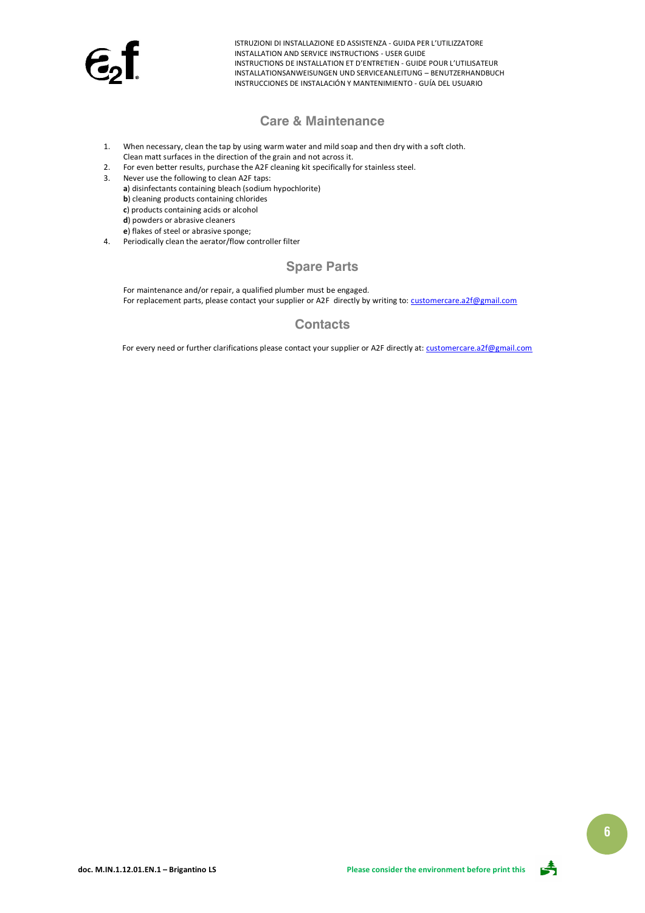## Care & Maintenance

1. When necessary, clean the tap by using warm water and mild soap and then dry with a soft cloth. Clean matt surfaces in the direction of the grain and not across it.
2. For even better results, purchase the A2F cleaning kit specifically for stainless steel.
3. Never use the following to clean A2F taps:
   **a**) disinfectants containing bleach (sodium hypochlorite)
   **b**) cleaning products containing chlorides
   **c**) products containing acids or alcohol
   **d**) powders or abrasive cleaners
   **e**) flakes of steel or abrasive sponge;
4. Periodically clean the aerator/flow controller filter

## Spare Parts

For maintenance and/or repair, a qualified plumber must be engaged.
For replacement parts, please contact your supplier or A2F directly by writing to: customercare.a2f@gmail.com

## Contacts

For every need or further clarifications please contact your supplier or A2F directly at: customercare.a2f@gmail.com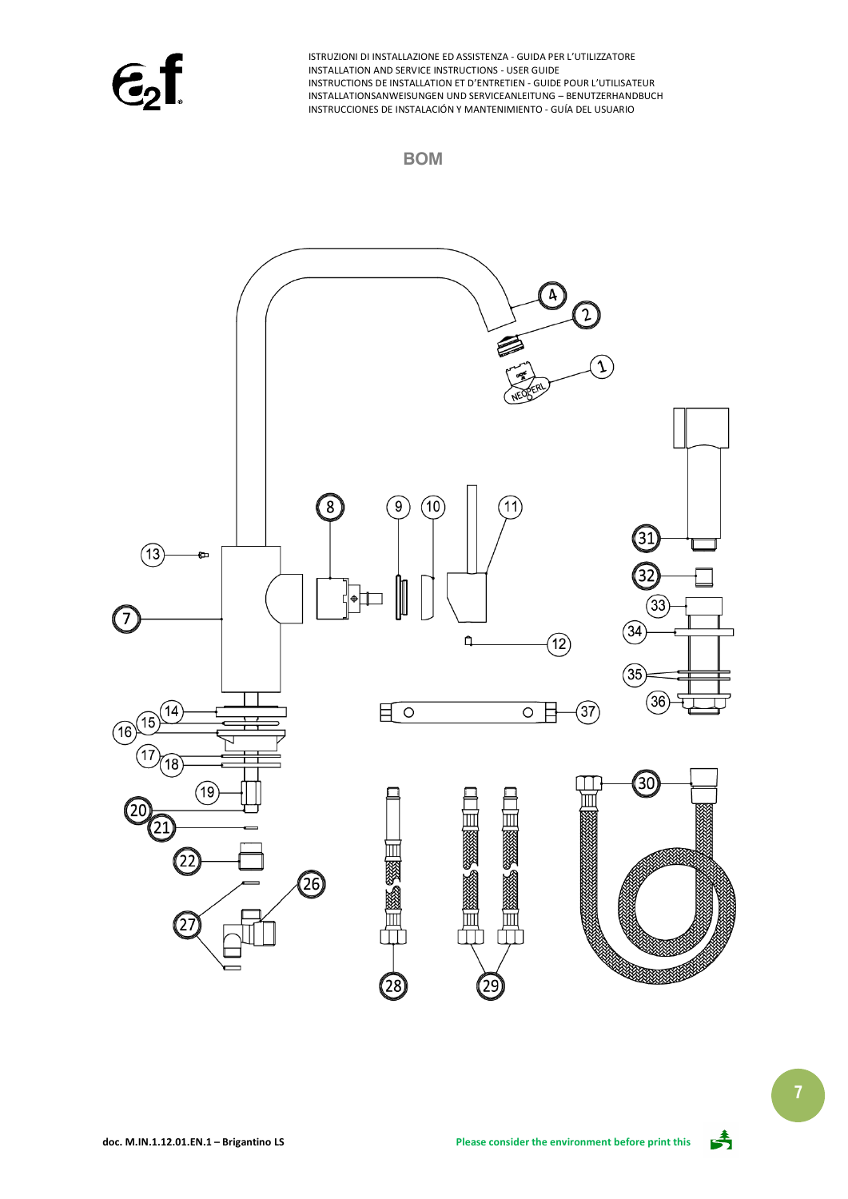## BOM

1
2
4
7
8
9
10
11
12
13
14
15
16
17
18
19
20
21
22
26
27
28
29
30
31
32
33
34
35
36
37

NEOPERL